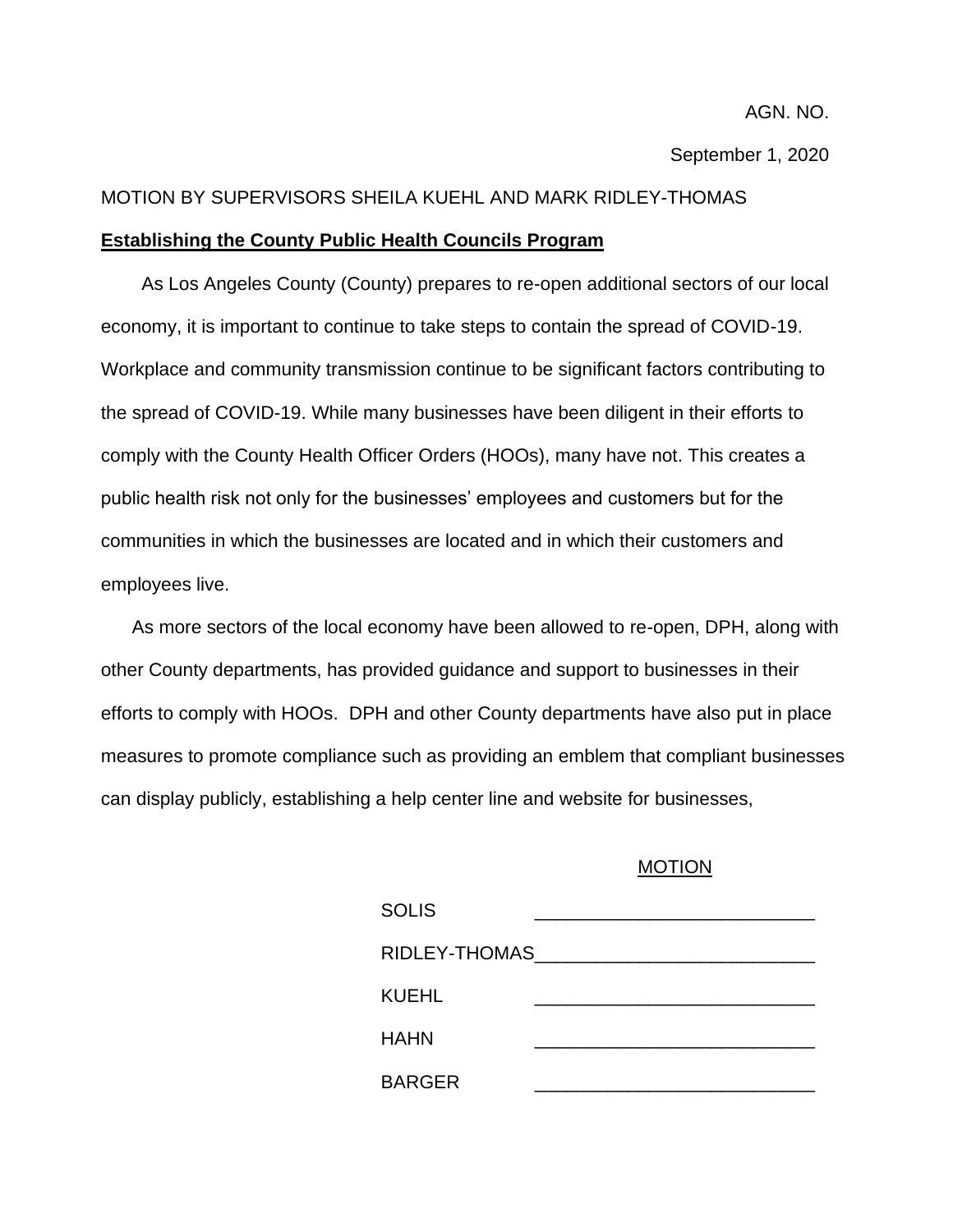AGN. NO.

September 1, 2020

MOTION BY SUPERVISORS SHEILA KUEHL AND MARK RIDLEY-THOMAS

**Establishing the County Public Health Councils Program**

As Los Angeles County (County) prepares to re-open additional sectors of our local economy, it is important to continue to take steps to contain the spread of COVID-19. Workplace and community transmission continue to be significant factors contributing to the spread of COVID-19. While many businesses have been diligent in their efforts to comply with the County Health Officer Orders (HOOs), many have not. This creates a public health risk not only for the businesses' employees and customers but for the communities in which the businesses are located and in which their customers and employees live.

As more sectors of the local economy have been allowed to re-open, DPH, along with other County departments, has provided guidance and support to businesses in their efforts to comply with HOOs. DPH and other County departments have also put in place measures to promote compliance such as providing an emblem that compliant businesses can display publicly, establishing a help center line and website for businesses,

MOTION

| | |
|---|---|
| SOLIS | _______________ |
| RIDLEY-THOMAS | _______________ |
| KUEHL | _______________ |
| HAHN | _______________ |
| BARGER | _______________ |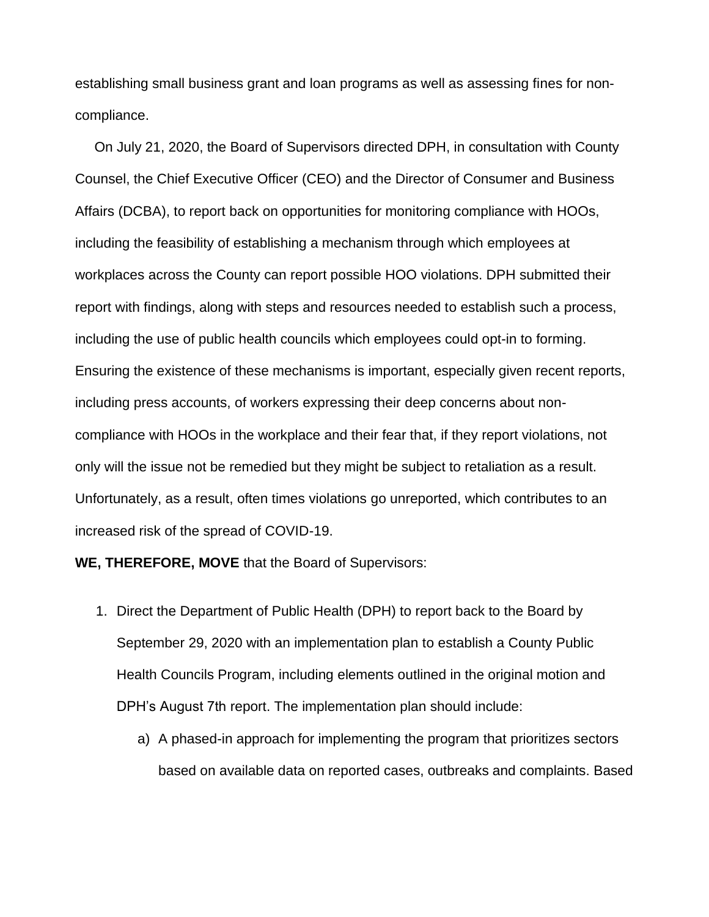establishing small business grant and loan programs as well as assessing fines for non-compliance.

On July 21, 2020, the Board of Supervisors directed DPH, in consultation with County Counsel, the Chief Executive Officer (CEO) and the Director of Consumer and Business Affairs (DCBA), to report back on opportunities for monitoring compliance with HOOs, including the feasibility of establishing a mechanism through which employees at workplaces across the County can report possible HOO violations. DPH submitted their report with findings, along with steps and resources needed to establish such a process, including the use of public health councils which employees could opt-in to forming. Ensuring the existence of these mechanisms is important, especially given recent reports, including press accounts, of workers expressing their deep concerns about non-compliance with HOOs in the workplace and their fear that, if they report violations, not only will the issue not be remedied but they might be subject to retaliation as a result. Unfortunately, as a result, often times violations go unreported, which contributes to an increased risk of the spread of COVID-19.

**WE, THEREFORE, MOVE** that the Board of Supervisors:

1. Direct the Department of Public Health (DPH) to report back to the Board by September 29, 2020 with an implementation plan to establish a County Public Health Councils Program, including elements outlined in the original motion and DPH's August 7th report. The implementation plan should include:
   a) A phased-in approach for implementing the program that prioritizes sectors based on available data on reported cases, outbreaks and complaints. Based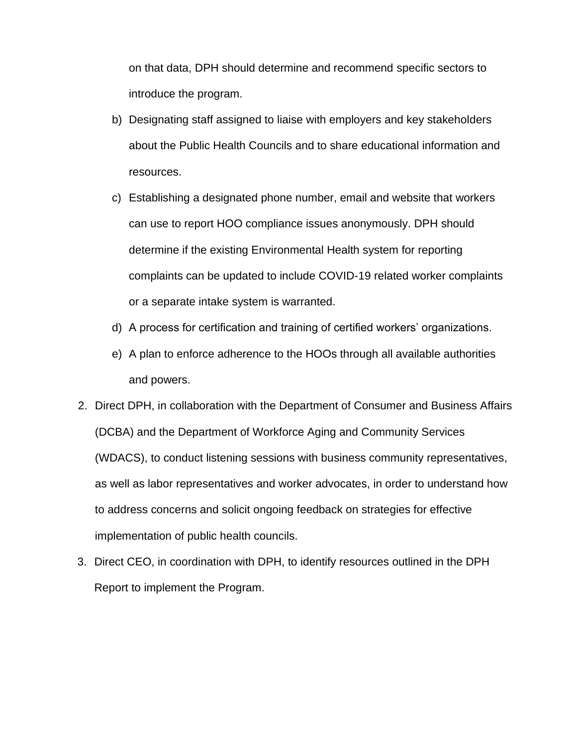on that data, DPH should determine and recommend specific sectors to introduce the program.

b) Designating staff assigned to liaise with employers and key stakeholders about the Public Health Councils and to share educational information and resources.

c) Establishing a designated phone number, email and website that workers can use to report HOO compliance issues anonymously. DPH should determine if the existing Environmental Health system for reporting complaints can be updated to include COVID-19 related worker complaints or a separate intake system is warranted.

d) A process for certification and training of certified workers' organizations.

e) A plan to enforce adherence to the HOOs through all available authorities and powers.

2. Direct DPH, in collaboration with the Department of Consumer and Business Affairs (DCBA) and the Department of Workforce Aging and Community Services (WDACS), to conduct listening sessions with business community representatives, as well as labor representatives and worker advocates, in order to understand how to address concerns and solicit ongoing feedback on strategies for effective implementation of public health councils.

3. Direct CEO, in coordination with DPH, to identify resources outlined in the DPH Report to implement the Program.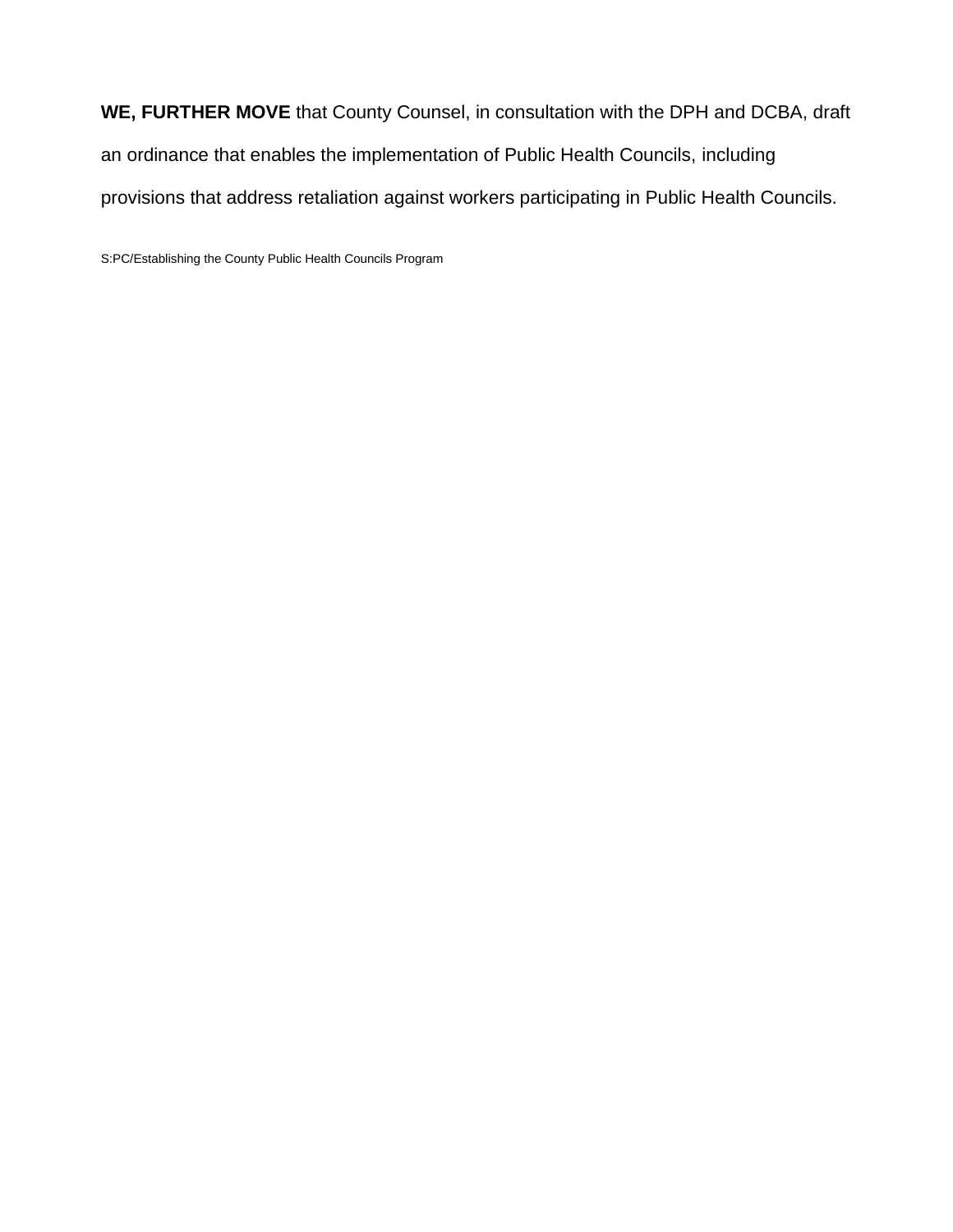**WE, FURTHER MOVE** that County Counsel, in consultation with the DPH and DCBA, draft an ordinance that enables the implementation of Public Health Councils, including provisions that address retaliation against workers participating in Public Health Councils.

S:PC/Establishing the County Public Health Councils Program